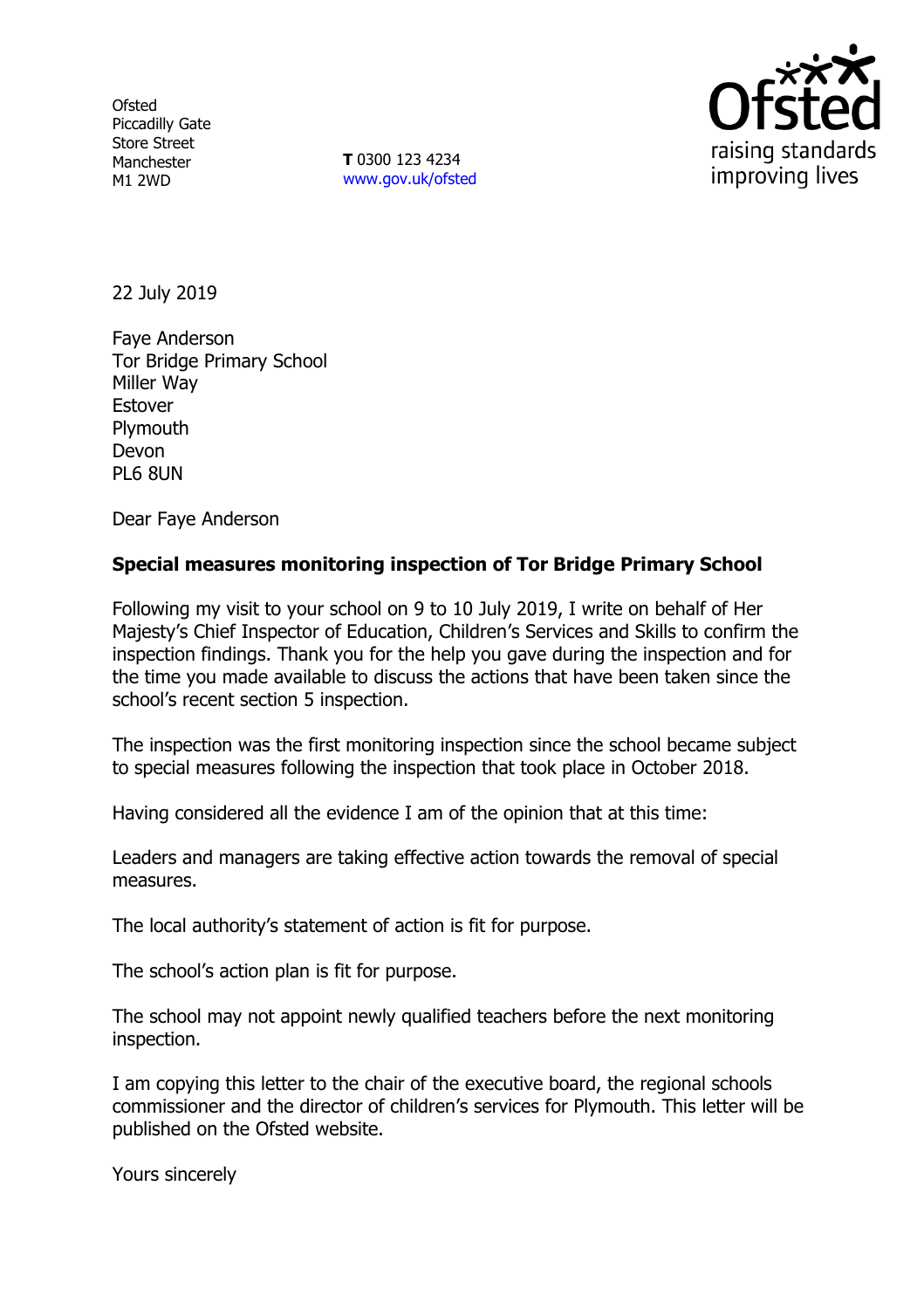Ofsted
Piccadilly Gate
Store Street
Manchester
M1 2WD

**T** 0300 123 4234
www.gov.uk/ofsted

22 July 2019

Faye Anderson
Tor Bridge Primary School
Miller Way
Estover
Plymouth
Devon
PL6 8UN

Dear Faye Anderson

**Special measures monitoring inspection of Tor Bridge Primary School**

Following my visit to your school on 9 to 10 July 2019, I write on behalf of Her Majesty's Chief Inspector of Education, Children's Services and Skills to confirm the inspection findings. Thank you for the help you gave during the inspection and for the time you made available to discuss the actions that have been taken since the school's recent section 5 inspection.

The inspection was the first monitoring inspection since the school became subject to special measures following the inspection that took place in October 2018.

Having considered all the evidence I am of the opinion that at this time:

Leaders and managers are taking effective action towards the removal of special measures.

The local authority's statement of action is fit for purpose.

The school's action plan is fit for purpose.

The school may not appoint newly qualified teachers before the next monitoring inspection.

I am copying this letter to the chair of the executive board, the regional schools commissioner and the director of children's services for Plymouth. This letter will be published on the Ofsted website.

Yours sincerely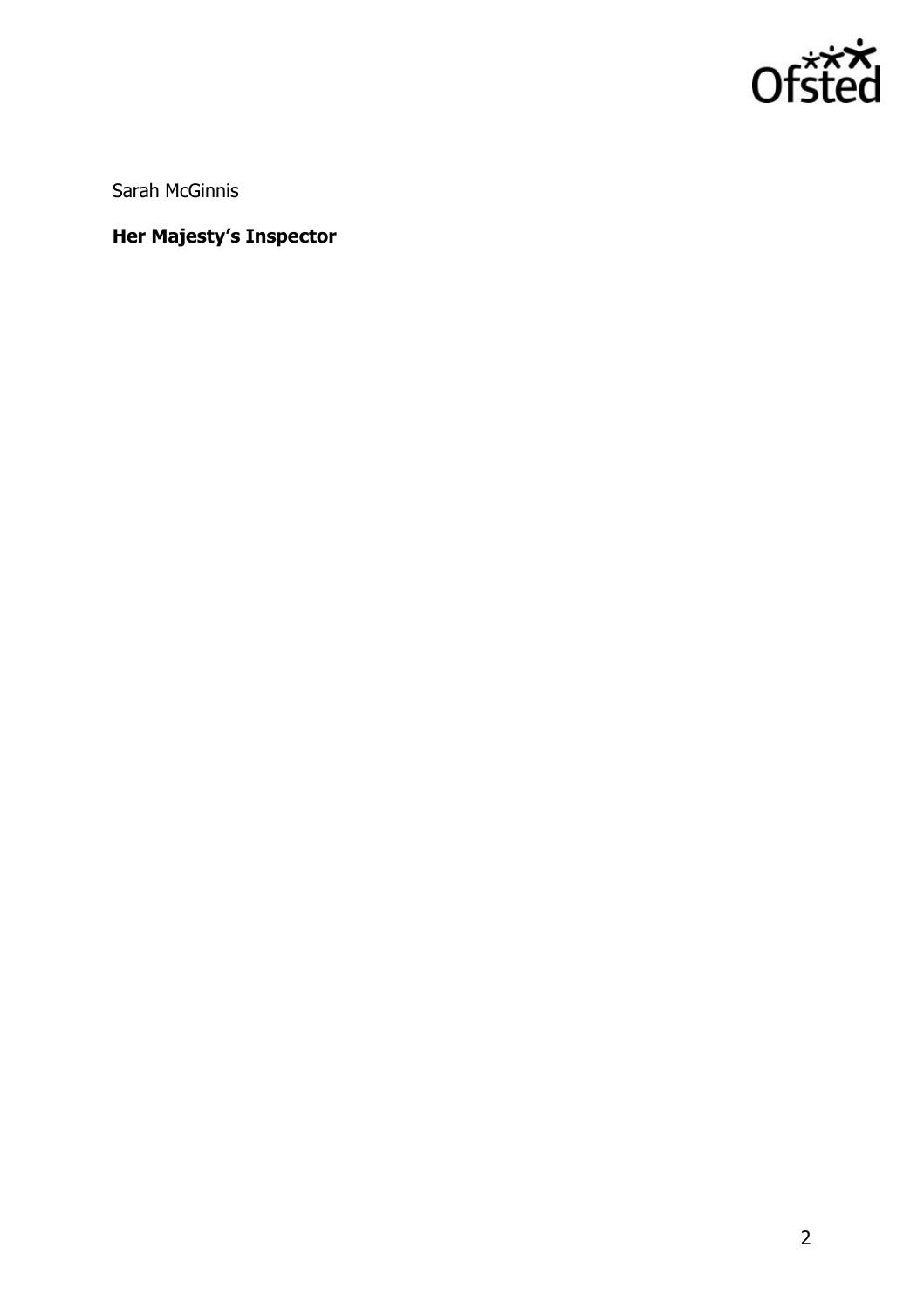Sarah McGinnis

**Her Majesty's Inspector**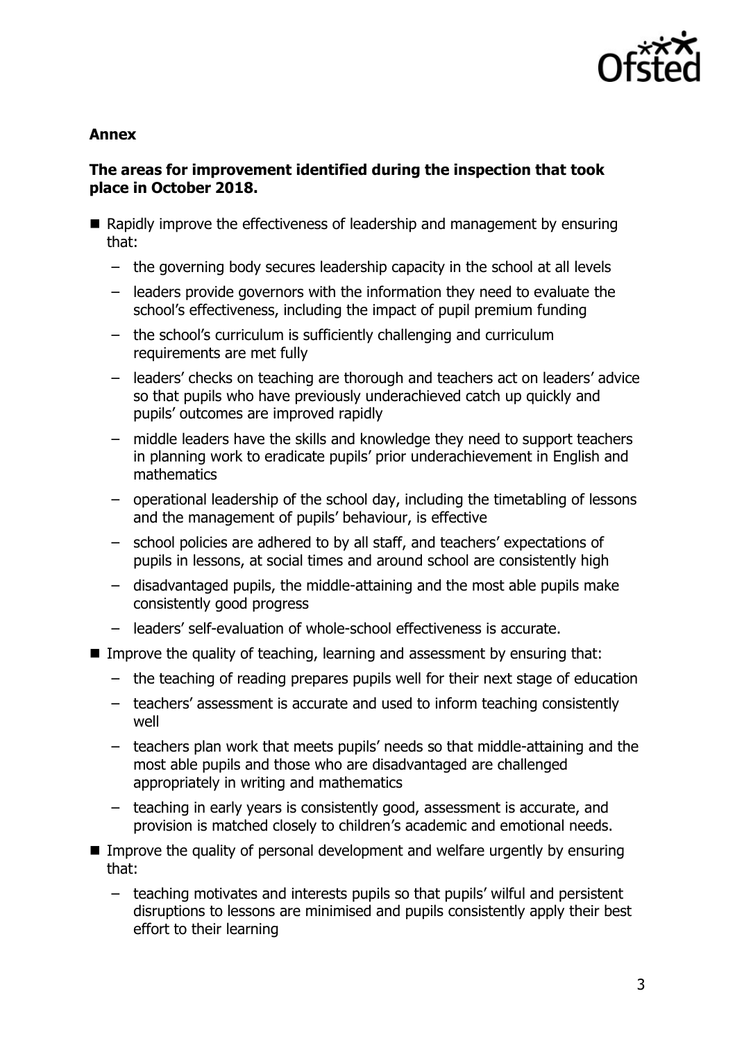**Annex**

**The areas for improvement identified during the inspection that took place in October 2018.**

- Rapidly improve the effectiveness of leadership and management by ensuring that:
  - the governing body secures leadership capacity in the school at all levels
  - leaders provide governors with the information they need to evaluate the school's effectiveness, including the impact of pupil premium funding
  - the school's curriculum is sufficiently challenging and curriculum requirements are met fully
  - leaders' checks on teaching are thorough and teachers act on leaders' advice so that pupils who have previously underachieved catch up quickly and pupils' outcomes are improved rapidly
  - middle leaders have the skills and knowledge they need to support teachers in planning work to eradicate pupils' prior underachievement in English and mathematics
  - operational leadership of the school day, including the timetabling of lessons and the management of pupils' behaviour, is effective
  - school policies are adhered to by all staff, and teachers' expectations of pupils in lessons, at social times and around school are consistently high
  - disadvantaged pupils, the middle-attaining and the most able pupils make consistently good progress
  - leaders' self-evaluation of whole-school effectiveness is accurate.
- Improve the quality of teaching, learning and assessment by ensuring that:
  - the teaching of reading prepares pupils well for their next stage of education
  - teachers' assessment is accurate and used to inform teaching consistently well
  - teachers plan work that meets pupils' needs so that middle-attaining and the most able pupils and those who are disadvantaged are challenged appropriately in writing and mathematics
  - teaching in early years is consistently good, assessment is accurate, and provision is matched closely to children's academic and emotional needs.
- Improve the quality of personal development and welfare urgently by ensuring that:
  - teaching motivates and interests pupils so that pupils' wilful and persistent disruptions to lessons are minimised and pupils consistently apply their best effort to their learning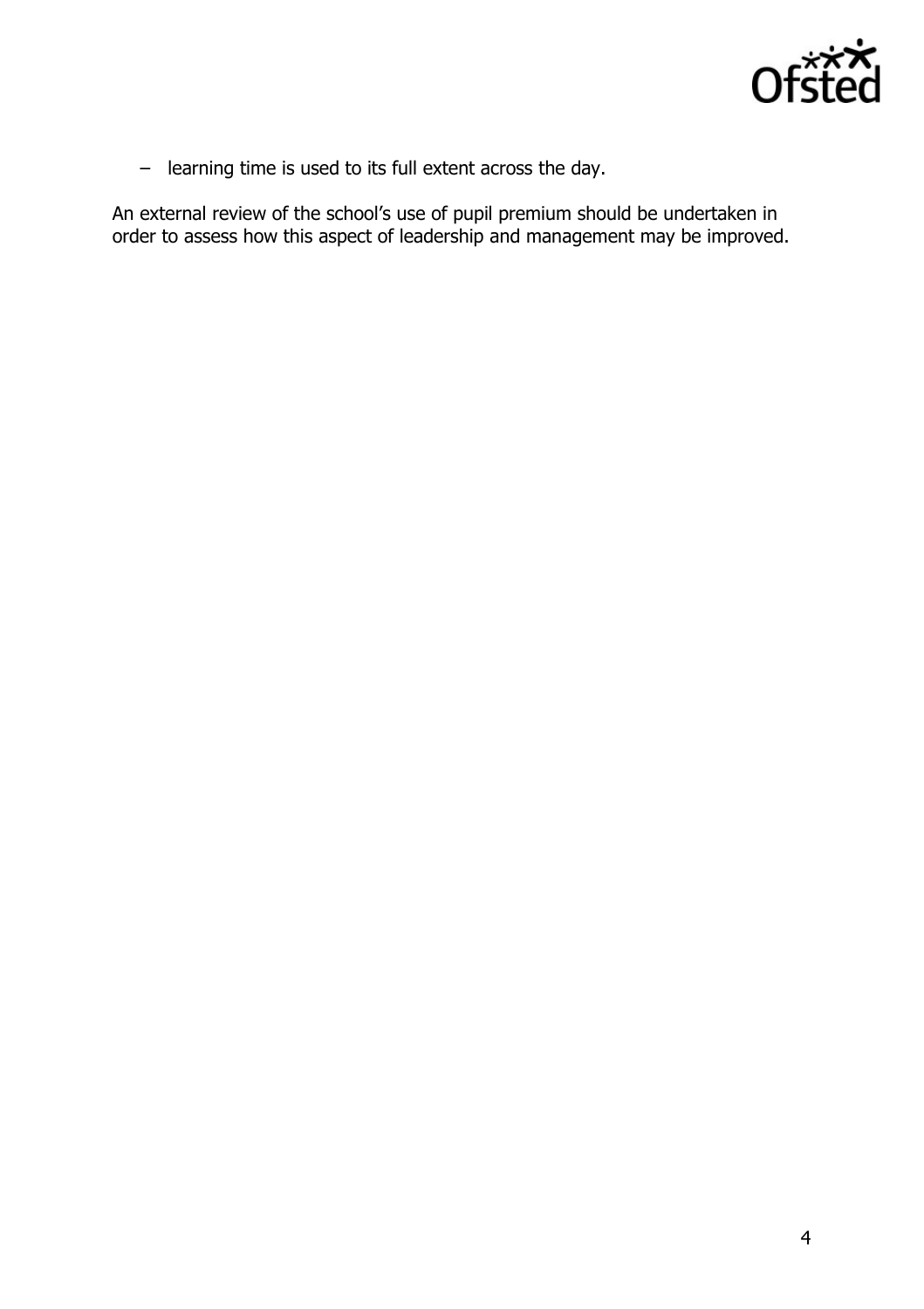- learning time is used to its full extent across the day.

An external review of the school's use of pupil premium should be undertaken in order to assess how this aspect of leadership and management may be improved.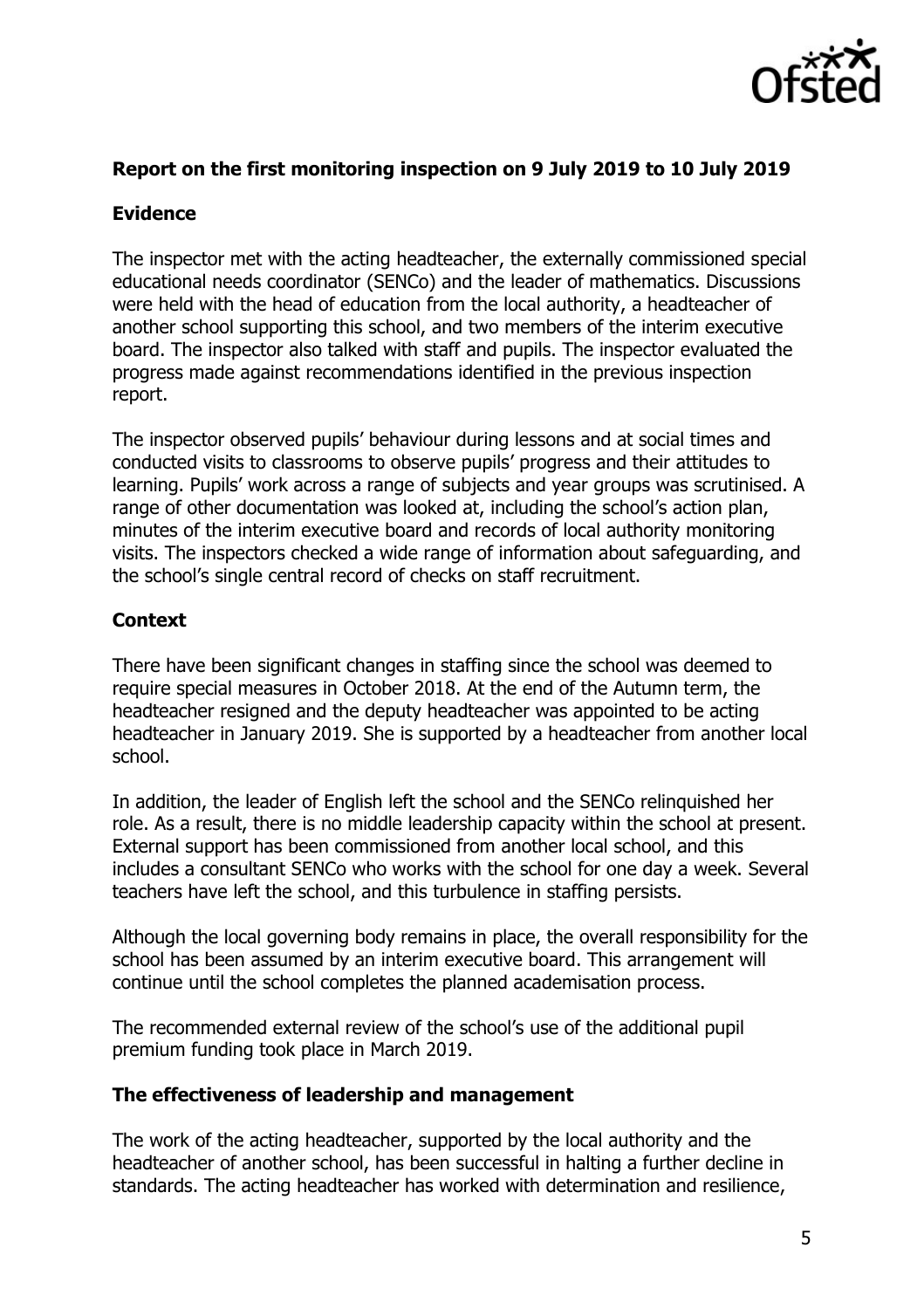## Report on the first monitoring inspection on 9 July 2019 to 10 July 2019

### Evidence

The inspector met with the acting headteacher, the externally commissioned special educational needs coordinator (SENCo) and the leader of mathematics. Discussions were held with the head of education from the local authority, a headteacher of another school supporting this school, and two members of the interim executive board. The inspector also talked with staff and pupils. The inspector evaluated the progress made against recommendations identified in the previous inspection report.

The inspector observed pupils' behaviour during lessons and at social times and conducted visits to classrooms to observe pupils' progress and their attitudes to learning. Pupils' work across a range of subjects and year groups was scrutinised. A range of other documentation was looked at, including the school's action plan, minutes of the interim executive board and records of local authority monitoring visits. The inspectors checked a wide range of information about safeguarding, and the school's single central record of checks on staff recruitment.

### Context

There have been significant changes in staffing since the school was deemed to require special measures in October 2018. At the end of the Autumn term, the headteacher resigned and the deputy headteacher was appointed to be acting headteacher in January 2019. She is supported by a headteacher from another local school.

In addition, the leader of English left the school and the SENCo relinquished her role. As a result, there is no middle leadership capacity within the school at present. External support has been commissioned from another local school, and this includes a consultant SENCo who works with the school for one day a week. Several teachers have left the school, and this turbulence in staffing persists.

Although the local governing body remains in place, the overall responsibility for the school has been assumed by an interim executive board. This arrangement will continue until the school completes the planned academisation process.

The recommended external review of the school's use of the additional pupil premium funding took place in March 2019.

### The effectiveness of leadership and management

The work of the acting headteacher, supported by the local authority and the headteacher of another school, has been successful in halting a further decline in standards. The acting headteacher has worked with determination and resilience,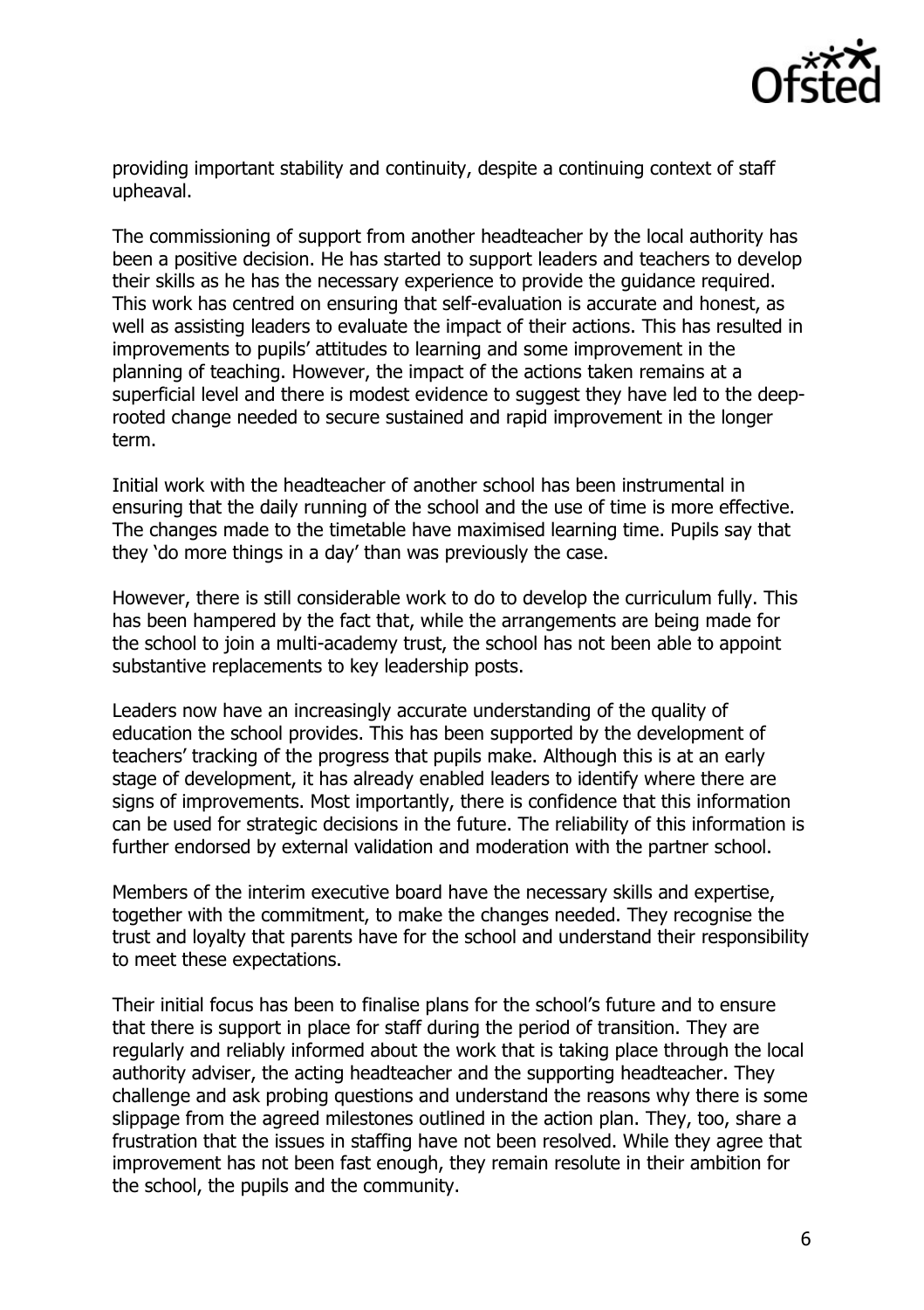providing important stability and continuity, despite a continuing context of staff upheaval.

The commissioning of support from another headteacher by the local authority has been a positive decision. He has started to support leaders and teachers to develop their skills as he has the necessary experience to provide the guidance required. This work has centred on ensuring that self-evaluation is accurate and honest, as well as assisting leaders to evaluate the impact of their actions. This has resulted in improvements to pupils' attitudes to learning and some improvement in the planning of teaching. However, the impact of the actions taken remains at a superficial level and there is modest evidence to suggest they have led to the deep-rooted change needed to secure sustained and rapid improvement in the longer term.

Initial work with the headteacher of another school has been instrumental in ensuring that the daily running of the school and the use of time is more effective. The changes made to the timetable have maximised learning time. Pupils say that they 'do more things in a day' than was previously the case.

However, there is still considerable work to do to develop the curriculum fully. This has been hampered by the fact that, while the arrangements are being made for the school to join a multi-academy trust, the school has not been able to appoint substantive replacements to key leadership posts.

Leaders now have an increasingly accurate understanding of the quality of education the school provides. This has been supported by the development of teachers' tracking of the progress that pupils make. Although this is at an early stage of development, it has already enabled leaders to identify where there are signs of improvements. Most importantly, there is confidence that this information can be used for strategic decisions in the future. The reliability of this information is further endorsed by external validation and moderation with the partner school.

Members of the interim executive board have the necessary skills and expertise, together with the commitment, to make the changes needed. They recognise the trust and loyalty that parents have for the school and understand their responsibility to meet these expectations.

Their initial focus has been to finalise plans for the school's future and to ensure that there is support in place for staff during the period of transition. They are regularly and reliably informed about the work that is taking place through the local authority adviser, the acting headteacher and the supporting headteacher. They challenge and ask probing questions and understand the reasons why there is some slippage from the agreed milestones outlined in the action plan. They, too, share a frustration that the issues in staffing have not been resolved. While they agree that improvement has not been fast enough, they remain resolute in their ambition for the school, the pupils and the community.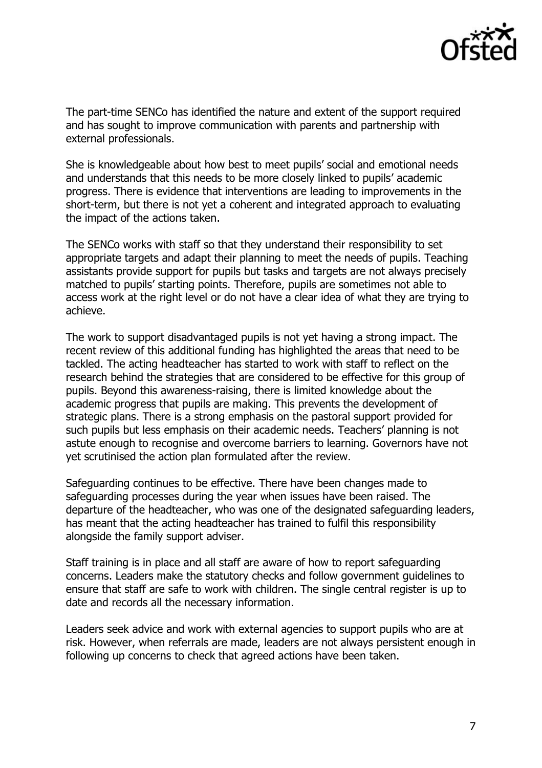The part-time SENCo has identified the nature and extent of the support required and has sought to improve communication with parents and partnership with external professionals.

She is knowledgeable about how best to meet pupils' social and emotional needs and understands that this needs to be more closely linked to pupils' academic progress. There is evidence that interventions are leading to improvements in the short-term, but there is not yet a coherent and integrated approach to evaluating the impact of the actions taken.

The SENCo works with staff so that they understand their responsibility to set appropriate targets and adapt their planning to meet the needs of pupils. Teaching assistants provide support for pupils but tasks and targets are not always precisely matched to pupils' starting points. Therefore, pupils are sometimes not able to access work at the right level or do not have a clear idea of what they are trying to achieve.

The work to support disadvantaged pupils is not yet having a strong impact. The recent review of this additional funding has highlighted the areas that need to be tackled. The acting headteacher has started to work with staff to reflect on the research behind the strategies that are considered to be effective for this group of pupils. Beyond this awareness-raising, there is limited knowledge about the academic progress that pupils are making. This prevents the development of strategic plans. There is a strong emphasis on the pastoral support provided for such pupils but less emphasis on their academic needs. Teachers' planning is not astute enough to recognise and overcome barriers to learning. Governors have not yet scrutinised the action plan formulated after the review.

Safeguarding continues to be effective. There have been changes made to safeguarding processes during the year when issues have been raised. The departure of the headteacher, who was one of the designated safeguarding leaders, has meant that the acting headteacher has trained to fulfil this responsibility alongside the family support adviser.

Staff training is in place and all staff are aware of how to report safeguarding concerns. Leaders make the statutory checks and follow government guidelines to ensure that staff are safe to work with children. The single central register is up to date and records all the necessary information.

Leaders seek advice and work with external agencies to support pupils who are at risk. However, when referrals are made, leaders are not always persistent enough in following up concerns to check that agreed actions have been taken.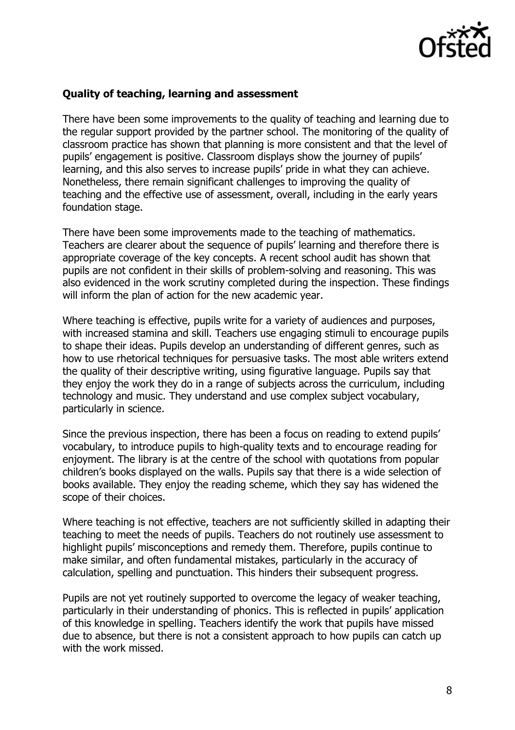**Quality of teaching, learning and assessment**

There have been some improvements to the quality of teaching and learning due to the regular support provided by the partner school. The monitoring of the quality of classroom practice has shown that planning is more consistent and that the level of pupils' engagement is positive. Classroom displays show the journey of pupils' learning, and this also serves to increase pupils' pride in what they can achieve. Nonetheless, there remain significant challenges to improving the quality of teaching and the effective use of assessment, overall, including in the early years foundation stage.

There have been some improvements made to the teaching of mathematics. Teachers are clearer about the sequence of pupils' learning and therefore there is appropriate coverage of the key concepts. A recent school audit has shown that pupils are not confident in their skills of problem-solving and reasoning. This was also evidenced in the work scrutiny completed during the inspection. These findings will inform the plan of action for the new academic year.

Where teaching is effective, pupils write for a variety of audiences and purposes, with increased stamina and skill. Teachers use engaging stimuli to encourage pupils to shape their ideas. Pupils develop an understanding of different genres, such as how to use rhetorical techniques for persuasive tasks. The most able writers extend the quality of their descriptive writing, using figurative language. Pupils say that they enjoy the work they do in a range of subjects across the curriculum, including technology and music. They understand and use complex subject vocabulary, particularly in science.

Since the previous inspection, there has been a focus on reading to extend pupils' vocabulary, to introduce pupils to high-quality texts and to encourage reading for enjoyment. The library is at the centre of the school with quotations from popular children's books displayed on the walls. Pupils say that there is a wide selection of books available. They enjoy the reading scheme, which they say has widened the scope of their choices.

Where teaching is not effective, teachers are not sufficiently skilled in adapting their teaching to meet the needs of pupils. Teachers do not routinely use assessment to highlight pupils' misconceptions and remedy them. Therefore, pupils continue to make similar, and often fundamental mistakes, particularly in the accuracy of calculation, spelling and punctuation. This hinders their subsequent progress.

Pupils are not yet routinely supported to overcome the legacy of weaker teaching, particularly in their understanding of phonics. This is reflected in pupils' application of this knowledge in spelling. Teachers identify the work that pupils have missed due to absence, but there is not a consistent approach to how pupils can catch up with the work missed.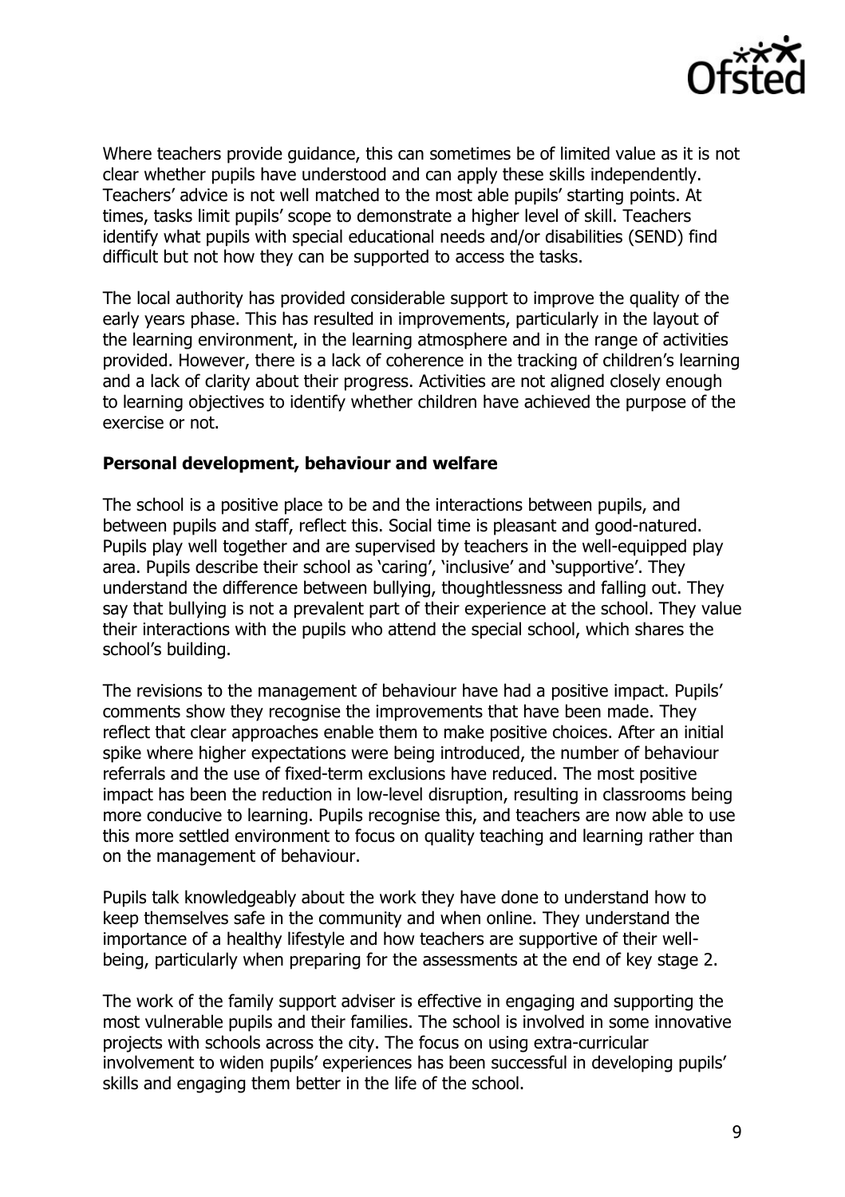Where teachers provide guidance, this can sometimes be of limited value as it is not clear whether pupils have understood and can apply these skills independently. Teachers' advice is not well matched to the most able pupils' starting points. At times, tasks limit pupils' scope to demonstrate a higher level of skill. Teachers identify what pupils with special educational needs and/or disabilities (SEND) find difficult but not how they can be supported to access the tasks.

The local authority has provided considerable support to improve the quality of the early years phase. This has resulted in improvements, particularly in the layout of the learning environment, in the learning atmosphere and in the range of activities provided. However, there is a lack of coherence in the tracking of children's learning and a lack of clarity about their progress. Activities are not aligned closely enough to learning objectives to identify whether children have achieved the purpose of the exercise or not.

**Personal development, behaviour and welfare**

The school is a positive place to be and the interactions between pupils, and between pupils and staff, reflect this. Social time is pleasant and good-natured. Pupils play well together and are supervised by teachers in the well-equipped play area. Pupils describe their school as 'caring', 'inclusive' and 'supportive'. They understand the difference between bullying, thoughtlessness and falling out. They say that bullying is not a prevalent part of their experience at the school. They value their interactions with the pupils who attend the special school, which shares the school's building.

The revisions to the management of behaviour have had a positive impact. Pupils' comments show they recognise the improvements that have been made. They reflect that clear approaches enable them to make positive choices. After an initial spike where higher expectations were being introduced, the number of behaviour referrals and the use of fixed-term exclusions have reduced. The most positive impact has been the reduction in low-level disruption, resulting in classrooms being more conducive to learning. Pupils recognise this, and teachers are now able to use this more settled environment to focus on quality teaching and learning rather than on the management of behaviour.

Pupils talk knowledgeably about the work they have done to understand how to keep themselves safe in the community and when online. They understand the importance of a healthy lifestyle and how teachers are supportive of their well-being, particularly when preparing for the assessments at the end of key stage 2.

The work of the family support adviser is effective in engaging and supporting the most vulnerable pupils and their families. The school is involved in some innovative projects with schools across the city. The focus on using extra-curricular involvement to widen pupils' experiences has been successful in developing pupils' skills and engaging them better in the life of the school.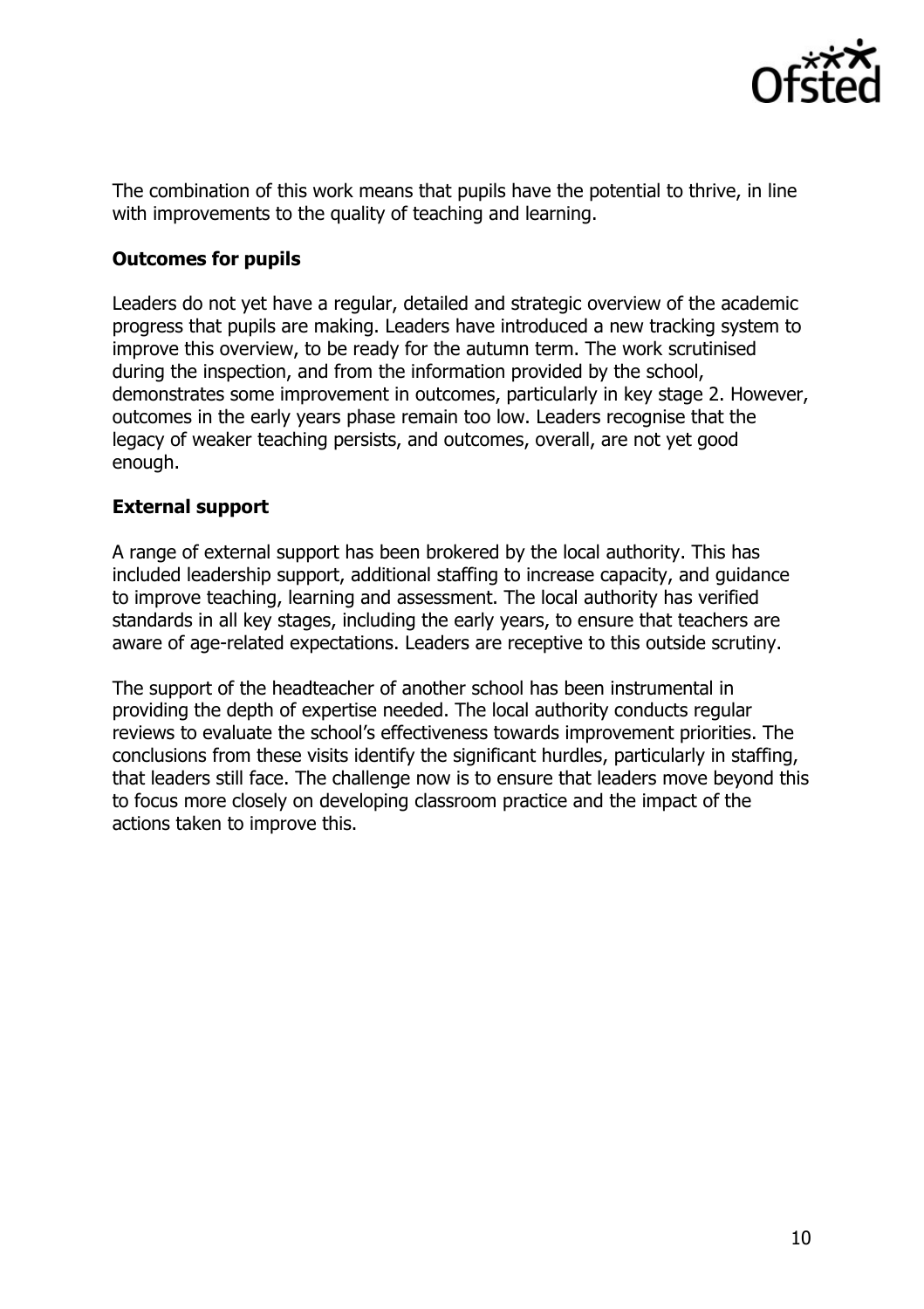The combination of this work means that pupils have the potential to thrive, in line with improvements to the quality of teaching and learning.

**Outcomes for pupils**

Leaders do not yet have a regular, detailed and strategic overview of the academic progress that pupils are making. Leaders have introduced a new tracking system to improve this overview, to be ready for the autumn term. The work scrutinised during the inspection, and from the information provided by the school, demonstrates some improvement in outcomes, particularly in key stage 2. However, outcomes in the early years phase remain too low. Leaders recognise that the legacy of weaker teaching persists, and outcomes, overall, are not yet good enough.

**External support**

A range of external support has been brokered by the local authority. This has included leadership support, additional staffing to increase capacity, and guidance to improve teaching, learning and assessment. The local authority has verified standards in all key stages, including the early years, to ensure that teachers are aware of age-related expectations. Leaders are receptive to this outside scrutiny.

The support of the headteacher of another school has been instrumental in providing the depth of expertise needed. The local authority conducts regular reviews to evaluate the school's effectiveness towards improvement priorities. The conclusions from these visits identify the significant hurdles, particularly in staffing, that leaders still face. The challenge now is to ensure that leaders move beyond this to focus more closely on developing classroom practice and the impact of the actions taken to improve this.